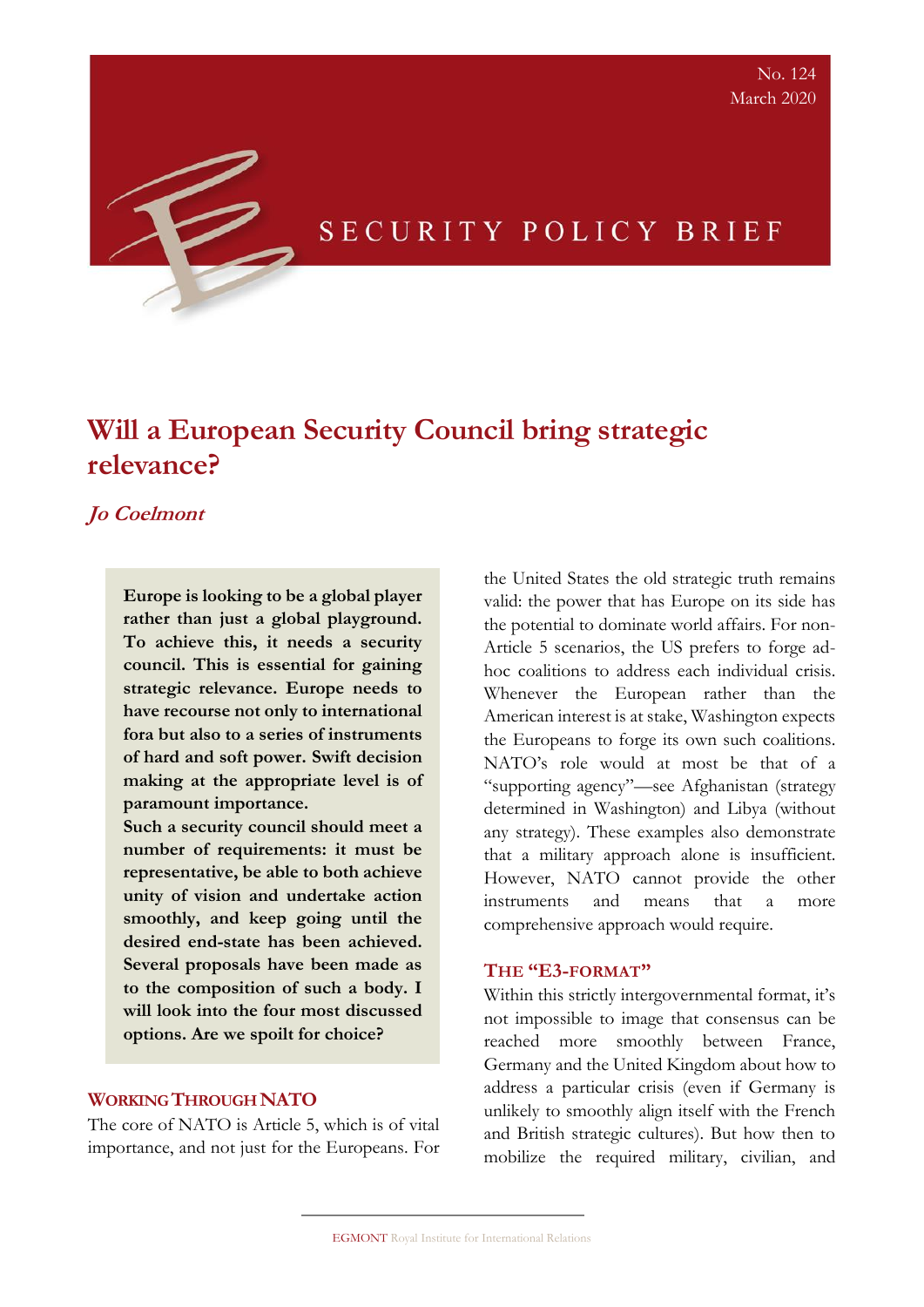No. 124
March 2020

SECURITY POLICY BRIEF

# Will a European Security Council bring strategic relevance?

***Jo Coelmont***

**Europe is looking to be a global player rather than just a global playground. To achieve this, it needs a security council. This is essential for gaining strategic relevance. Europe needs to have recourse not only to international fora but also to a series of instruments of hard and soft power. Swift decision making at the appropriate level is of paramount importance.**

**Such a security council should meet a number of requirements: it must be representative, be able to both achieve unity of vision and undertake action smoothly, and keep going until the desired end-state has been achieved. Several proposals have been made as to the composition of such a body. I will look into the four most discussed options. Are we spoilt for choice?**

## Working Through NATO

The core of NATO is Article 5, which is of vital importance, and not just for the Europeans. For the United States the old strategic truth remains valid: the power that has Europe on its side has the potential to dominate world affairs. For non-Article 5 scenarios, the US prefers to forge ad-hoc coalitions to address each individual crisis. Whenever the European rather than the American interest is at stake, Washington expects the Europeans to forge its own such coalitions. NATO's role would at most be that of a "supporting agency"—see Afghanistan (strategy determined in Washington) and Libya (without any strategy). These examples also demonstrate that a military approach alone is insufficient. However, NATO cannot provide the other instruments and means that a more comprehensive approach would require.

## The "E3-Format"

Within this strictly intergovernmental format, it's not impossible to image that consensus can be reached more smoothly between France, Germany and the United Kingdom about how to address a particular crisis (even if Germany is unlikely to smoothly align itself with the French and British strategic cultures). But how then to mobilize the required military, civilian, and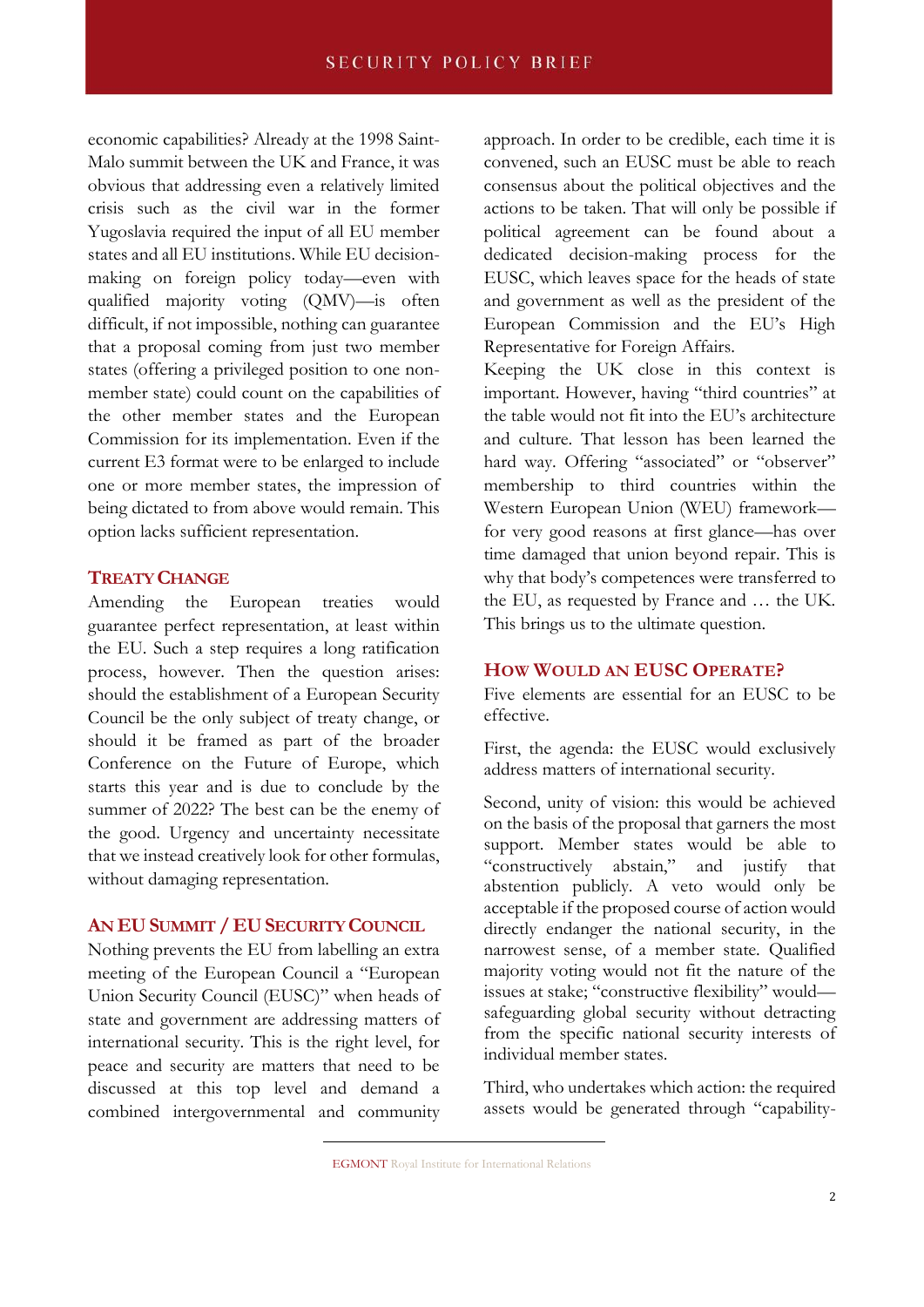economic capabilities? Already at the 1998 Saint-Malo summit between the UK and France, it was obvious that addressing even a relatively limited crisis such as the civil war in the former Yugoslavia required the input of all EU member states and all EU institutions. While EU decision-making on foreign policy today—even with qualified majority voting (QMV)—is often difficult, if not impossible, nothing can guarantee that a proposal coming from just two member states (offering a privileged position to one non-member state) could count on the capabilities of the other member states and the European Commission for its implementation. Even if the current E3 format were to be enlarged to include one or more member states, the impression of being dictated to from above would remain. This option lacks sufficient representation.

## Treaty Change

Amending the European treaties would guarantee perfect representation, at least within the EU. Such a step requires a long ratification process, however. Then the question arises: should the establishment of a European Security Council be the only subject of treaty change, or should it be framed as part of the broader Conference on the Future of Europe, which starts this year and is due to conclude by the summer of 2022? The best can be the enemy of the good. Urgency and uncertainty necessitate that we instead creatively look for other formulas, without damaging representation.

## An EU Summit / EU Security Council

Nothing prevents the EU from labelling an extra meeting of the European Council a "European Union Security Council (EUSC)" when heads of state and government are addressing matters of international security. This is the right level, for peace and security are matters that need to be discussed at this top level and demand a combined intergovernmental and community approach. In order to be credible, each time it is convened, such an EUSC must be able to reach consensus about the political objectives and the actions to be taken. That will only be possible if political agreement can be found about a dedicated decision-making process for the EUSC, which leaves space for the heads of state and government as well as the president of the European Commission and the EU's High Representative for Foreign Affairs.

Keeping the UK close in this context is important. However, having "third countries" at the table would not fit into the EU's architecture and culture. That lesson has been learned the hard way. Offering "associated" or "observer" membership to third countries within the Western European Union (WEU) framework—for very good reasons at first glance—has over time damaged that union beyond repair. This is why that body's competences were transferred to the EU, as requested by France and … the UK. This brings us to the ultimate question.

## How Would an EUSC Operate?

Five elements are essential for an EUSC to be effective.

First, the agenda: the EUSC would exclusively address matters of international security.

Second, unity of vision: this would be achieved on the basis of the proposal that garners the most support. Member states would be able to "constructively abstain," and justify that abstention publicly. A veto would only be acceptable if the proposed course of action would directly endanger the national security, in the narrowest sense, of a member state. Qualified majority voting would not fit the nature of the issues at stake; "constructive flexibility" would—safeguarding global security without detracting from the specific national security interests of individual member states.

Third, who undertakes which action: the required assets would be generated through "capability-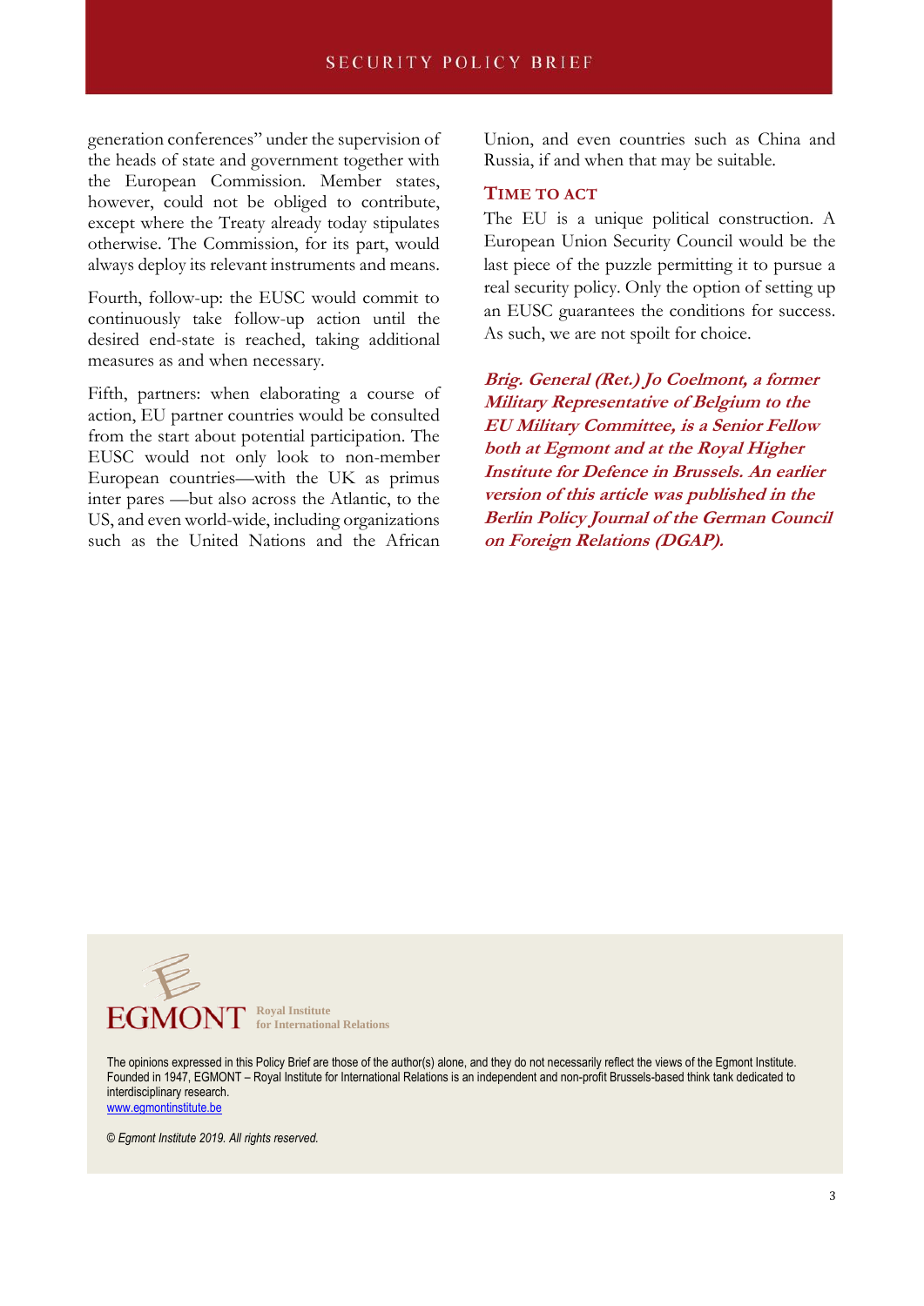generation conferences" under the supervision of the heads of state and government together with the European Commission. Member states, however, could not be obliged to contribute, except where the Treaty already today stipulates otherwise. The Commission, for its part, would always deploy its relevant instruments and means.

Fourth, follow-up: the EUSC would commit to continuously take follow-up action until the desired end-state is reached, taking additional measures as and when necessary.

Fifth, partners: when elaborating a course of action, EU partner countries would be consulted from the start about potential participation. The EUSC would not only look to non-member European countries—with the UK as primus inter pares —but also across the Atlantic, to the US, and even world-wide, including organizations such as the United Nations and the African Union, and even countries such as China and Russia, if and when that may be suitable.

## TIME TO ACT

The EU is a unique political construction. A European Union Security Council would be the last piece of the puzzle permitting it to pursue a real security policy. Only the option of setting up an EUSC guarantees the conditions for success. As such, we are not spoilt for choice.

***Brig. General (Ret.) Jo Coelmont, a former Military Representative of Belgium to the EU Military Committee, is a Senior Fellow both at Egmont and at the Royal Higher Institute for Defence in Brussels. An earlier version of this article was published in the Berlin Policy Journal of the German Council on Foreign Relations (DGAP).***

EGMONT Royal Institute for International Relations

The opinions expressed in this Policy Brief are those of the author(s) alone, and they do not necessarily reflect the views of the Egmont Institute. Founded in 1947, EGMONT – Royal Institute for International Relations is an independent and non-profit Brussels-based think tank dedicated to interdisciplinary research.

www.egmontinstitute.be

*© Egmont Institute 2019. All rights reserved.*